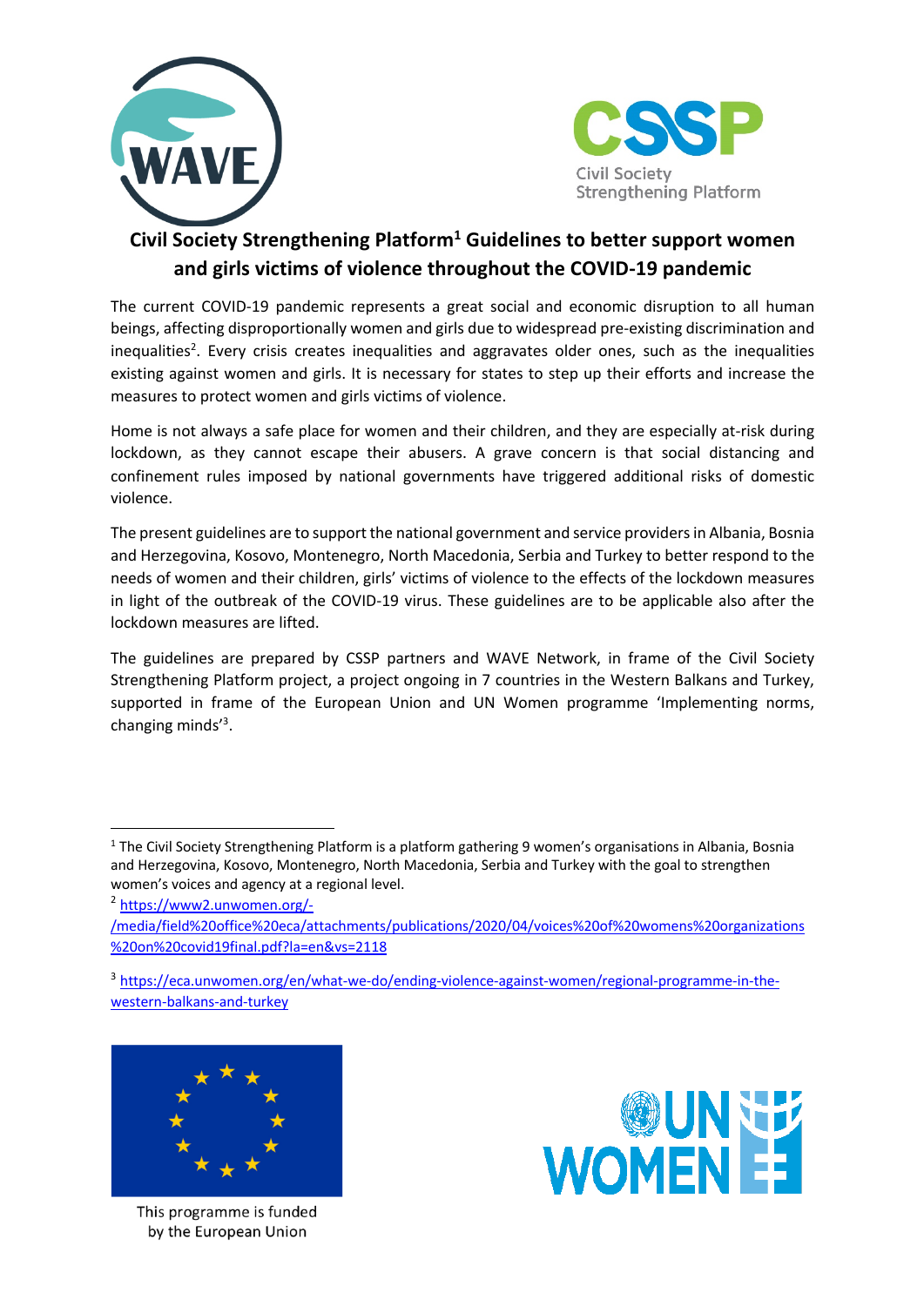# Civil Society Strengthening Platform[1] Guidelines to better support women and girls victims of violence throughout the COVID-19 pandemic

The current COVID-19 pandemic represents a great social and economic disruption to all human beings, affecting disproportionally women and girls due to widespread pre-existing discrimination and inequalities[2]. Every crisis creates inequalities and aggravates older ones, such as the inequalities existing against women and girls. It is necessary for states to step up their efforts and increase the measures to protect women and girls victims of violence.

Home is not always a safe place for women and their children, and they are especially at-risk during lockdown, as they cannot escape their abusers. A grave concern is that social distancing and confinement rules imposed by national governments have triggered additional risks of domestic violence.

The present guidelines are to support the national government and service providers in Albania, Bosnia and Herzegovina, Kosovo, Montenegro, North Macedonia, Serbia and Turkey to better respond to the needs of women and their children, girls' victims of violence to the effects of the lockdown measures in light of the outbreak of the COVID-19 virus. These guidelines are to be applicable also after the lockdown measures are lifted.

The guidelines are prepared by CSSP partners and WAVE Network, in frame of the Civil Society Strengthening Platform project, a project ongoing in 7 countries in the Western Balkans and Turkey, supported in frame of the European Union and UN Women programme 'Implementing norms, changing minds'[3].

---

[1] The Civil Society Strengthening Platform is a platform gathering 9 women's organisations in Albania, Bosnia and Herzegovina, Kosovo, Montenegro, North Macedonia, Serbia and Turkey with the goal to strengthen women's voices and agency at a regional level.

[2] https://www2.unwomen.org/-/media/field%20office%20eca/attachments/publications/2020/04/voices%20of%20womens%20organizations%20on%20covid19final.pdf?la=en&vs=2118

[3] https://eca.unwomen.org/en/what-we-do/ending-violence-against-women/regional-programme-in-the-western-balkans-and-turkey

This programme is funded by the European Union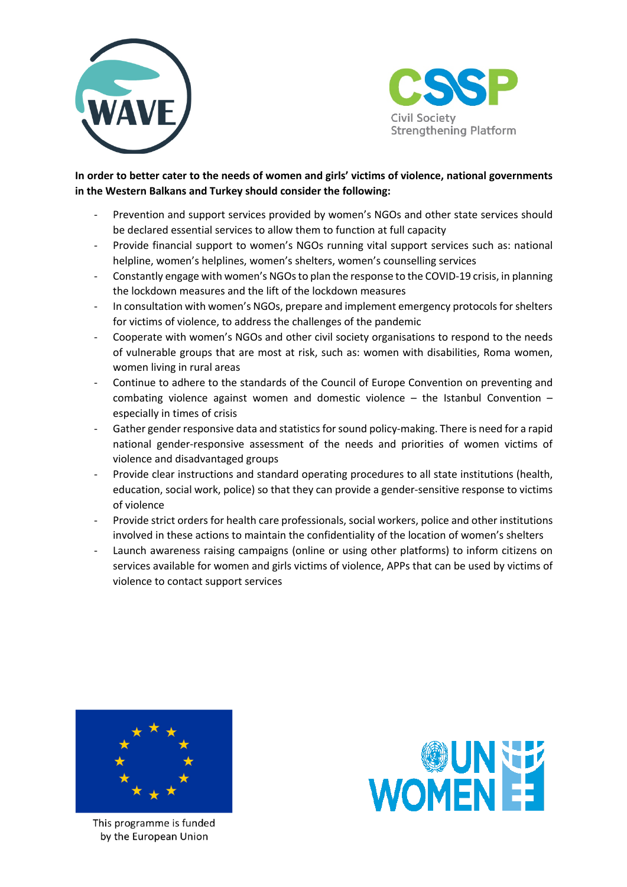**In order to better cater to the needs of women and girls' victims of violence, national governments in the Western Balkans and Turkey should consider the following:**

- Prevention and support services provided by women's NGOs and other state services should be declared essential services to allow them to function at full capacity
- Provide financial support to women's NGOs running vital support services such as: national helpline, women's helplines, women's shelters, women's counselling services
- Constantly engage with women's NGOs to plan the response to the COVID-19 crisis, in planning the lockdown measures and the lift of the lockdown measures
- In consultation with women's NGOs, prepare and implement emergency protocols for shelters for victims of violence, to address the challenges of the pandemic
- Cooperate with women's NGOs and other civil society organisations to respond to the needs of vulnerable groups that are most at risk, such as: women with disabilities, Roma women, women living in rural areas
- Continue to adhere to the standards of the Council of Europe Convention on preventing and combating violence against women and domestic violence – the Istanbul Convention – especially in times of crisis
- Gather gender responsive data and statistics for sound policy-making. There is need for a rapid national gender-responsive assessment of the needs and priorities of women victims of violence and disadvantaged groups
- Provide clear instructions and standard operating procedures to all state institutions (health, education, social work, police) so that they can provide a gender-sensitive response to victims of violence
- Provide strict orders for health care professionals, social workers, police and other institutions involved in these actions to maintain the confidentiality of the location of women's shelters
- Launch awareness raising campaigns (online or using other platforms) to inform citizens on services available for women and girls victims of violence, APPs that can be used by victims of violence to contact support services

This programme is funded by the European Union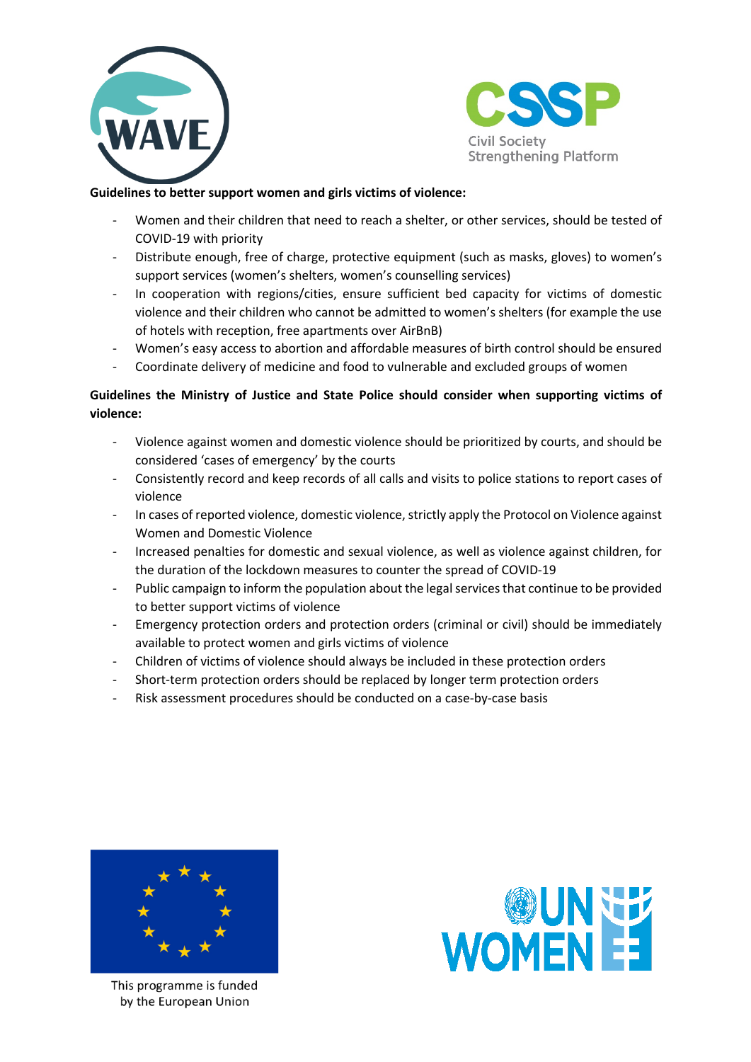**Guidelines to better support women and girls victims of violence:**

- Women and their children that need to reach a shelter, or other services, should be tested of COVID-19 with priority
- Distribute enough, free of charge, protective equipment (such as masks, gloves) to women's support services (women's shelters, women's counselling services)
- In cooperation with regions/cities, ensure sufficient bed capacity for victims of domestic violence and their children who cannot be admitted to women's shelters (for example the use of hotels with reception, free apartments over AirBnB)
- Women's easy access to abortion and affordable measures of birth control should be ensured
- Coordinate delivery of medicine and food to vulnerable and excluded groups of women

**Guidelines the Ministry of Justice and State Police should consider when supporting victims of violence:**

- Violence against women and domestic violence should be prioritized by courts, and should be considered 'cases of emergency' by the courts
- Consistently record and keep records of all calls and visits to police stations to report cases of violence
- In cases of reported violence, domestic violence, strictly apply the Protocol on Violence against Women and Domestic Violence
- Increased penalties for domestic and sexual violence, as well as violence against children, for the duration of the lockdown measures to counter the spread of COVID-19
- Public campaign to inform the population about the legal services that continue to be provided to better support victims of violence
- Emergency protection orders and protection orders (criminal or civil) should be immediately available to protect women and girls victims of violence
- Children of victims of violence should always be included in these protection orders
- Short-term protection orders should be replaced by longer term protection orders
- Risk assessment procedures should be conducted on a case-by-case basis

This programme is funded by the European Union